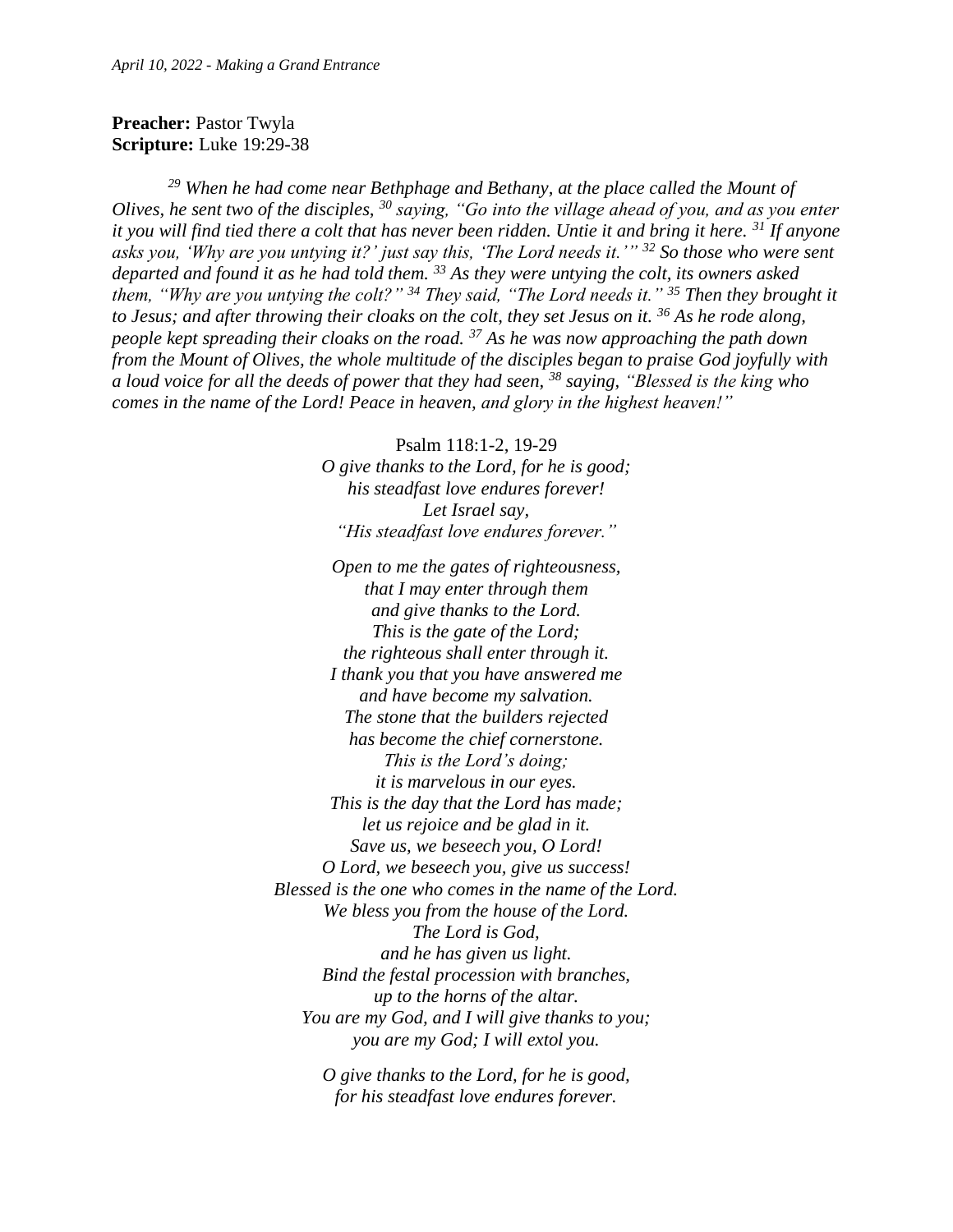*April 10, 2022 - Making a Grand Entrance*

**Preacher:** Pastor Twyla
**Scripture:** Luke 19:29-38

*[29] When he had come near Bethphage and Bethany, at the place called the Mount of Olives, he sent two of the disciples, [30] saying, "Go into the village ahead of you, and as you enter it you will find tied there a colt that has never been ridden. Untie it and bring it here. [31] If anyone asks you, 'Why are you untying it?' just say this, 'The Lord needs it.'" [32] So those who were sent departed and found it as he had told them. [33] As they were untying the colt, its owners asked them, "Why are you untying the colt?" [34] They said, "The Lord needs it." [35] Then they brought it to Jesus; and after throwing their cloaks on the colt, they set Jesus on it. [36] As he rode along, people kept spreading their cloaks on the road. [37] As he was now approaching the path down from the Mount of Olives, the whole multitude of the disciples began to praise God joyfully with a loud voice for all the deeds of power that they had seen, [38] saying, "Blessed is the king who comes in the name of the Lord! Peace in heaven, and glory in the highest heaven!"*

Psalm 118:1-2, 19-29

*O give thanks to the Lord, for he is good;*
*his steadfast love endures forever!*
*Let Israel say,*
*"His steadfast love endures forever."*

*Open to me the gates of righteousness,*
*that I may enter through them*
*and give thanks to the Lord.*
*This is the gate of the Lord;*
*the righteous shall enter through it.*
*I thank you that you have answered me*
*and have become my salvation.*
*The stone that the builders rejected*
*has become the chief cornerstone.*
*This is the Lord's doing;*
*it is marvelous in our eyes.*
*This is the day that the Lord has made;*
*let us rejoice and be glad in it.*
*Save us, we beseech you, O Lord!*
*O Lord, we beseech you, give us success!*
*Blessed is the one who comes in the name of the Lord.*
*We bless you from the house of the Lord.*
*The Lord is God,*
*and he has given us light.*
*Bind the festal procession with branches,*
*up to the horns of the altar.*
*You are my God, and I will give thanks to you;*
*you are my God; I will extol you.*

*O give thanks to the Lord, for he is good,*
*for his steadfast love endures forever.*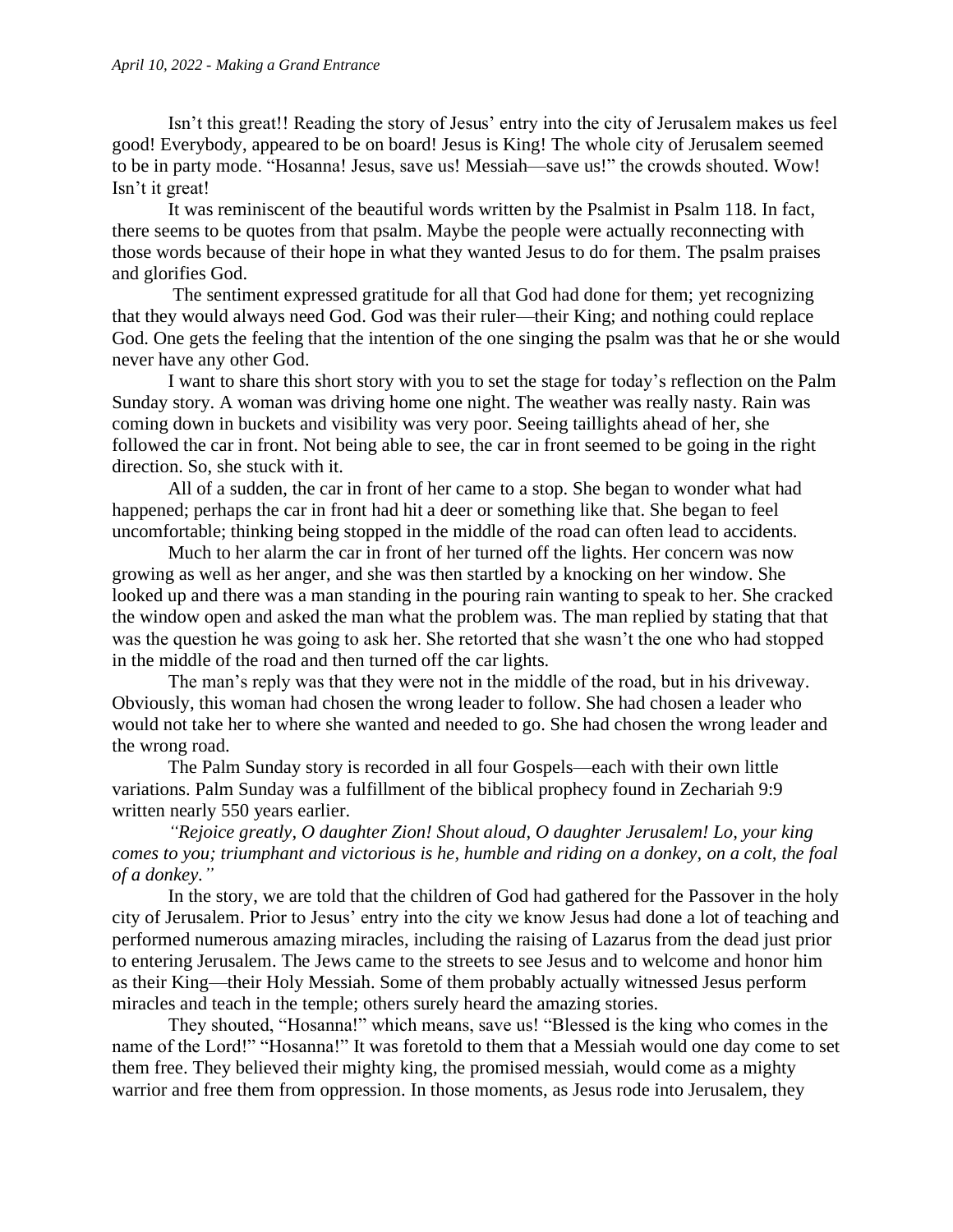*April 10, 2022 - Making a Grand Entrance*

Isn't this great!! Reading the story of Jesus' entry into the city of Jerusalem makes us feel good! Everybody, appeared to be on board! Jesus is King! The whole city of Jerusalem seemed to be in party mode. "Hosanna! Jesus, save us! Messiah—save us!" the crowds shouted. Wow! Isn't it great!

It was reminiscent of the beautiful words written by the Psalmist in Psalm 118. In fact, there seems to be quotes from that psalm. Maybe the people were actually reconnecting with those words because of their hope in what they wanted Jesus to do for them. The psalm praises and glorifies God.

The sentiment expressed gratitude for all that God had done for them; yet recognizing that they would always need God. God was their ruler—their King; and nothing could replace God. One gets the feeling that the intention of the one singing the psalm was that he or she would never have any other God.

I want to share this short story with you to set the stage for today's reflection on the Palm Sunday story. A woman was driving home one night. The weather was really nasty. Rain was coming down in buckets and visibility was very poor. Seeing taillights ahead of her, she followed the car in front. Not being able to see, the car in front seemed to be going in the right direction. So, she stuck with it.

All of a sudden, the car in front of her came to a stop. She began to wonder what had happened; perhaps the car in front had hit a deer or something like that. She began to feel uncomfortable; thinking being stopped in the middle of the road can often lead to accidents.

Much to her alarm the car in front of her turned off the lights. Her concern was now growing as well as her anger, and she was then startled by a knocking on her window. She looked up and there was a man standing in the pouring rain wanting to speak to her. She cracked the window open and asked the man what the problem was. The man replied by stating that that was the question he was going to ask her. She retorted that she wasn't the one who had stopped in the middle of the road and then turned off the car lights.

The man's reply was that they were not in the middle of the road, but in his driveway. Obviously, this woman had chosen the wrong leader to follow. She had chosen a leader who would not take her to where she wanted and needed to go. She had chosen the wrong leader and the wrong road.

The Palm Sunday story is recorded in all four Gospels—each with their own little variations. Palm Sunday was a fulfillment of the biblical prophecy found in Zechariah 9:9 written nearly 550 years earlier.

*"Rejoice greatly, O daughter Zion! Shout aloud, O daughter Jerusalem! Lo, your king comes to you; triumphant and victorious is he, humble and riding on a donkey, on a colt, the foal of a donkey."*

In the story, we are told that the children of God had gathered for the Passover in the holy city of Jerusalem. Prior to Jesus' entry into the city we know Jesus had done a lot of teaching and performed numerous amazing miracles, including the raising of Lazarus from the dead just prior to entering Jerusalem. The Jews came to the streets to see Jesus and to welcome and honor him as their King—their Holy Messiah. Some of them probably actually witnessed Jesus perform miracles and teach in the temple; others surely heard the amazing stories.

They shouted, "Hosanna!" which means, save us! "Blessed is the king who comes in the name of the Lord!" "Hosanna!" It was foretold to them that a Messiah would one day come to set them free. They believed their mighty king, the promised messiah, would come as a mighty warrior and free them from oppression. In those moments, as Jesus rode into Jerusalem, they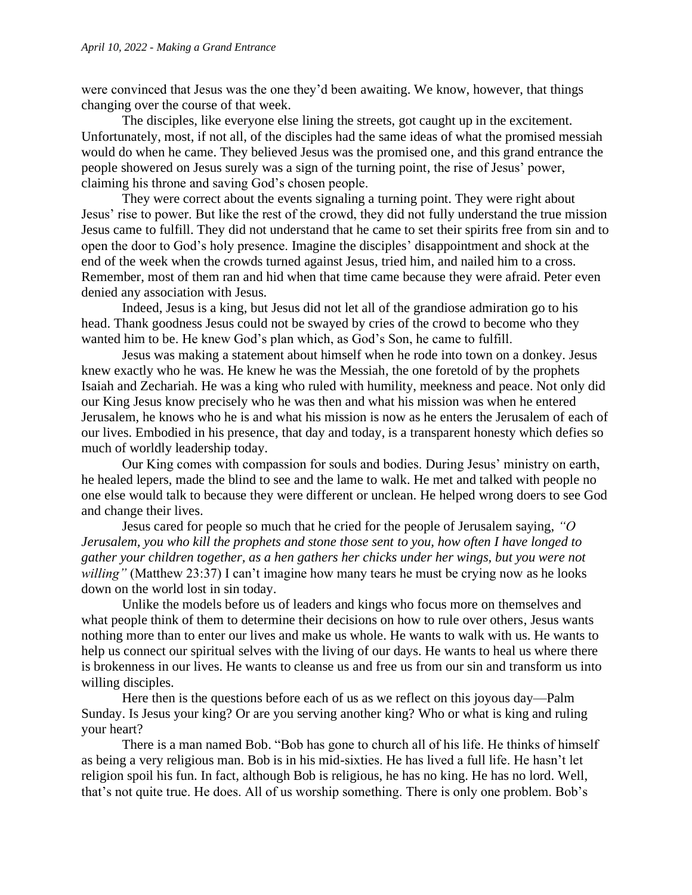were convinced that Jesus was the one they'd been awaiting. We know, however, that things changing over the course of that week.

The disciples, like everyone else lining the streets, got caught up in the excitement. Unfortunately, most, if not all, of the disciples had the same ideas of what the promised messiah would do when he came. They believed Jesus was the promised one, and this grand entrance the people showered on Jesus surely was a sign of the turning point, the rise of Jesus' power, claiming his throne and saving God's chosen people.

They were correct about the events signaling a turning point. They were right about Jesus' rise to power. But like the rest of the crowd, they did not fully understand the true mission Jesus came to fulfill. They did not understand that he came to set their spirits free from sin and to open the door to God's holy presence. Imagine the disciples' disappointment and shock at the end of the week when the crowds turned against Jesus, tried him, and nailed him to a cross. Remember, most of them ran and hid when that time came because they were afraid. Peter even denied any association with Jesus.

Indeed, Jesus is a king, but Jesus did not let all of the grandiose admiration go to his head. Thank goodness Jesus could not be swayed by cries of the crowd to become who they wanted him to be. He knew God's plan which, as God's Son, he came to fulfill.

Jesus was making a statement about himself when he rode into town on a donkey. Jesus knew exactly who he was. He knew he was the Messiah, the one foretold of by the prophets Isaiah and Zechariah. He was a king who ruled with humility, meekness and peace. Not only did our King Jesus know precisely who he was then and what his mission was when he entered Jerusalem, he knows who he is and what his mission is now as he enters the Jerusalem of each of our lives. Embodied in his presence, that day and today, is a transparent honesty which defies so much of worldly leadership today.

Our King comes with compassion for souls and bodies. During Jesus' ministry on earth, he healed lepers, made the blind to see and the lame to walk. He met and talked with people no one else would talk to because they were different or unclean. He helped wrong doers to see God and change their lives.

Jesus cared for people so much that he cried for the people of Jerusalem saying, *"O Jerusalem, you who kill the prophets and stone those sent to you, how often I have longed to gather your children together, as a hen gathers her chicks under her wings, but you were not willing"* (Matthew 23:37) I can't imagine how many tears he must be crying now as he looks down on the world lost in sin today.

Unlike the models before us of leaders and kings who focus more on themselves and what people think of them to determine their decisions on how to rule over others, Jesus wants nothing more than to enter our lives and make us whole. He wants to walk with us. He wants to help us connect our spiritual selves with the living of our days. He wants to heal us where there is brokenness in our lives. He wants to cleanse us and free us from our sin and transform us into willing disciples.

Here then is the questions before each of us as we reflect on this joyous day—Palm Sunday. Is Jesus your king? Or are you serving another king? Who or what is king and ruling your heart?

There is a man named Bob. "Bob has gone to church all of his life. He thinks of himself as being a very religious man. Bob is in his mid-sixties. He has lived a full life. He hasn't let religion spoil his fun. In fact, although Bob is religious, he has no king. He has no lord. Well, that's not quite true. He does. All of us worship something. There is only one problem. Bob's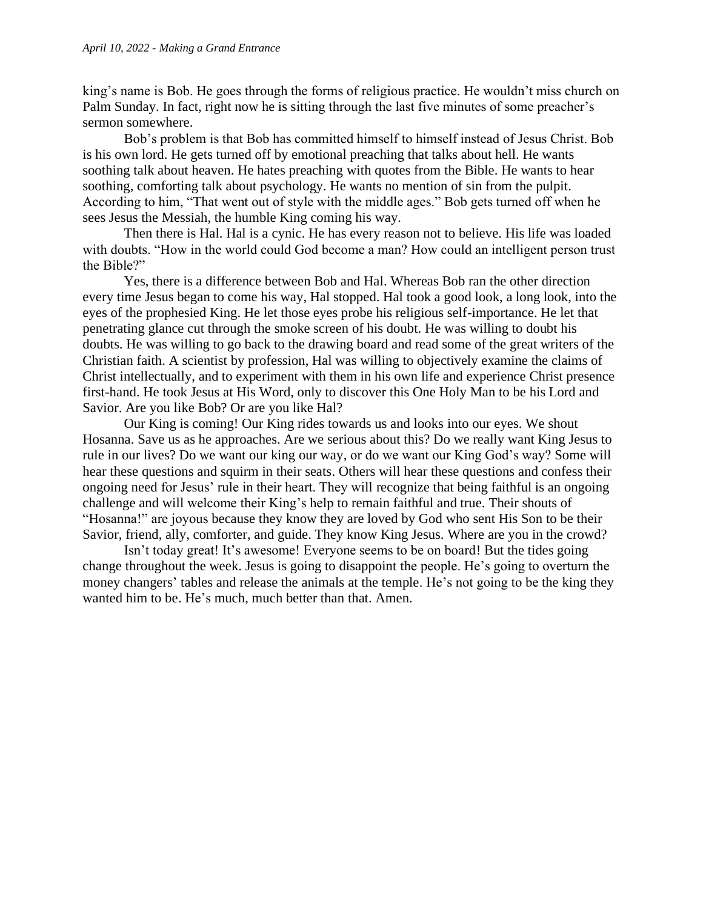king's name is Bob. He goes through the forms of religious practice. He wouldn't miss church on Palm Sunday. In fact, right now he is sitting through the last five minutes of some preacher's sermon somewhere.

Bob's problem is that Bob has committed himself to himself instead of Jesus Christ. Bob is his own lord. He gets turned off by emotional preaching that talks about hell. He wants soothing talk about heaven. He hates preaching with quotes from the Bible. He wants to hear soothing, comforting talk about psychology. He wants no mention of sin from the pulpit. According to him, "That went out of style with the middle ages." Bob gets turned off when he sees Jesus the Messiah, the humble King coming his way.

Then there is Hal. Hal is a cynic. He has every reason not to believe. His life was loaded with doubts. "How in the world could God become a man? How could an intelligent person trust the Bible?"

Yes, there is a difference between Bob and Hal. Whereas Bob ran the other direction every time Jesus began to come his way, Hal stopped. Hal took a good look, a long look, into the eyes of the prophesied King. He let those eyes probe his religious self-importance. He let that penetrating glance cut through the smoke screen of his doubt. He was willing to doubt his doubts. He was willing to go back to the drawing board and read some of the great writers of the Christian faith. A scientist by profession, Hal was willing to objectively examine the claims of Christ intellectually, and to experiment with them in his own life and experience Christ presence first-hand. He took Jesus at His Word, only to discover this One Holy Man to be his Lord and Savior. Are you like Bob? Or are you like Hal?

Our King is coming! Our King rides towards us and looks into our eyes. We shout Hosanna. Save us as he approaches. Are we serious about this? Do we really want King Jesus to rule in our lives? Do we want our king our way, or do we want our King God's way? Some will hear these questions and squirm in their seats. Others will hear these questions and confess their ongoing need for Jesus' rule in their heart. They will recognize that being faithful is an ongoing challenge and will welcome their King's help to remain faithful and true. Their shouts of "Hosanna!" are joyous because they know they are loved by God who sent His Son to be their Savior, friend, ally, comforter, and guide. They know King Jesus. Where are you in the crowd?

Isn't today great! It's awesome! Everyone seems to be on board! But the tides going change throughout the week. Jesus is going to disappoint the people. He's going to overturn the money changers' tables and release the animals at the temple. He's not going to be the king they wanted him to be. He's much, much better than that. Amen.